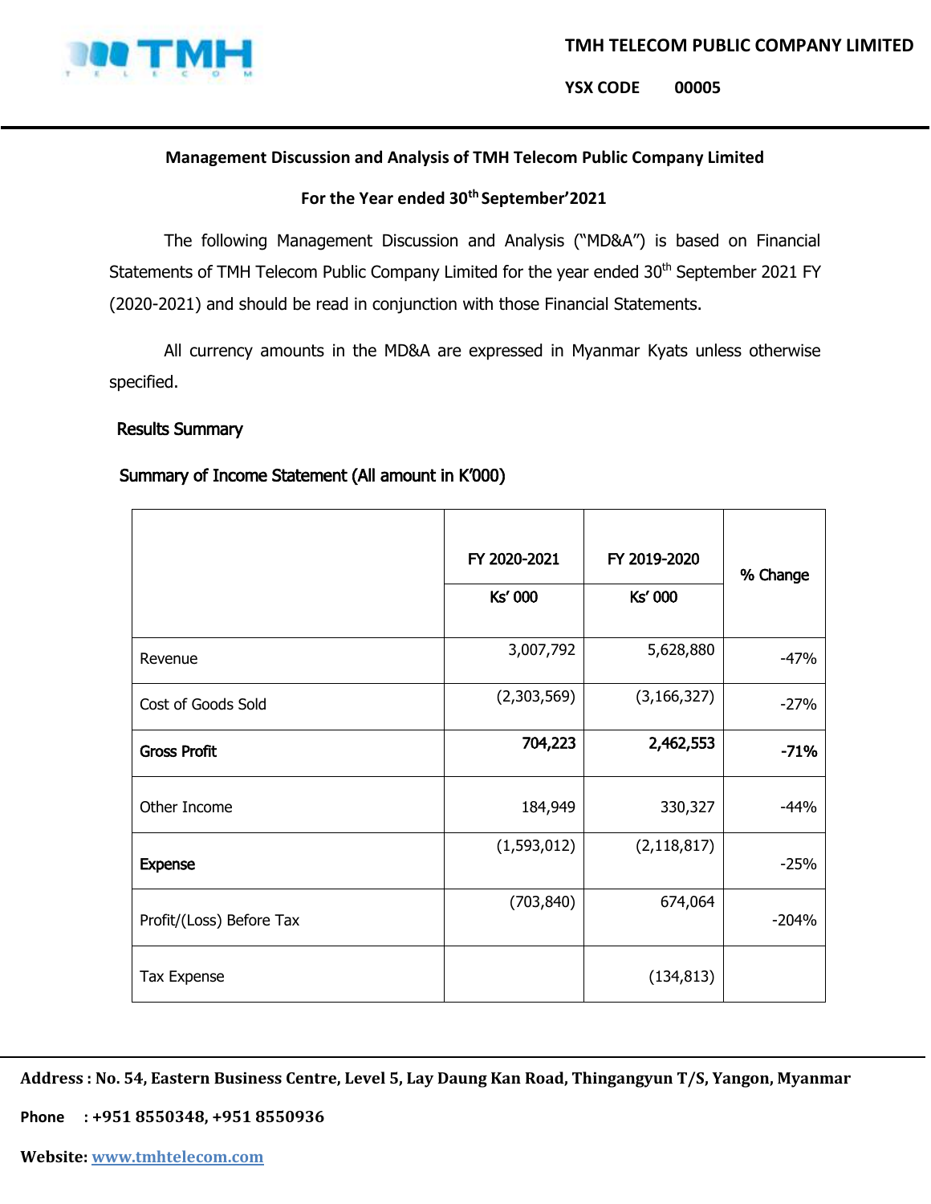**TMH TELECOM PUBLIC COMPANY LIMITED**

**YSX CODE 00005**

## Management Discussion and Analysis of TMH Telecom Public Company Limited

### For the Year ended 30th September'2021

The following Management Discussion and Analysis ("MD&A") is based on Financial Statements of TMH Telecom Public Company Limited for the year ended 30th September 2021 FY (2020-2021) and should be read in conjunction with those Financial Statements.

All currency amounts in the MD&A are expressed in Myanmar Kyats unless otherwise specified.

### Results Summary

#### Summary of Income Statement (All amount in K'000)

| | FY 2020-2021 | FY 2019-2020 | % Change |
|---|---|---|---|
| | Ks' 000 | Ks' 000 | |
| Revenue | 3,007,792 | 5,628,880 | -47% |
| Cost of Goods Sold | (2,303,569) | (3,166,327) | -27% |
| **Gross Profit** | **704,223** | **2,462,553** | **-71%** |
| Other Income | 184,949 | 330,327 | -44% |
| **Expense** | (1,593,012) | (2,118,817) | -25% |
| Profit/(Loss) Before Tax | (703,840) | 674,064 | -204% |
| Tax Expense | | (134,813) | |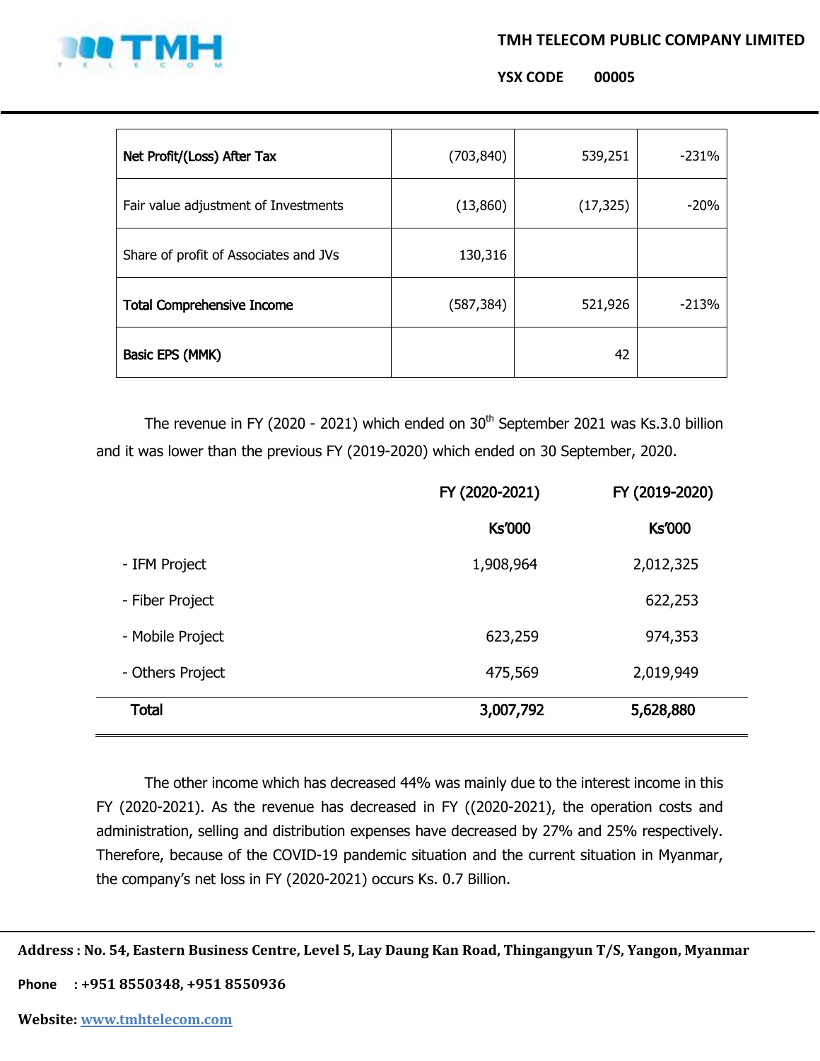| Net Profit/(Loss) After Tax | (703,840) | 539,251 | -231% |
|---|---|---|---|
| Fair value adjustment of Investments | (13,860) | (17,325) | -20% |
| Share of profit of Associates and JVs | 130,316 | | |
| Total Comprehensive Income | (587,384) | 521,926 | -213% |
| Basic EPS (MMK) | | 42 | |

The revenue in FY (2020 - 2021) which ended on 30th September 2021 was Ks.3.0 billion and it was lower than the previous FY (2019-2020) which ended on 30 September, 2020.

| | FY (2020-2021) | FY (2019-2020) |
|---|---|---|
| | Ks'000 | Ks'000 |
| - IFM Project | 1,908,964 | 2,012,325 |
| - Fiber Project | | 622,253 |
| - Mobile Project | 623,259 | 974,353 |
| - Others Project | 475,569 | 2,019,949 |
| **Total** | **3,007,792** | **5,628,880** |

The other income which has decreased 44% was mainly due to the interest income in this FY (2020-2021). As the revenue has decreased in FY ((2020-2021), the operation costs and administration, selling and distribution expenses have decreased by 27% and 25% respectively. Therefore, because of the COVID-19 pandemic situation and the current situation in Myanmar, the company's net loss in FY (2020-2021) occurs Ks. 0.7 Billion.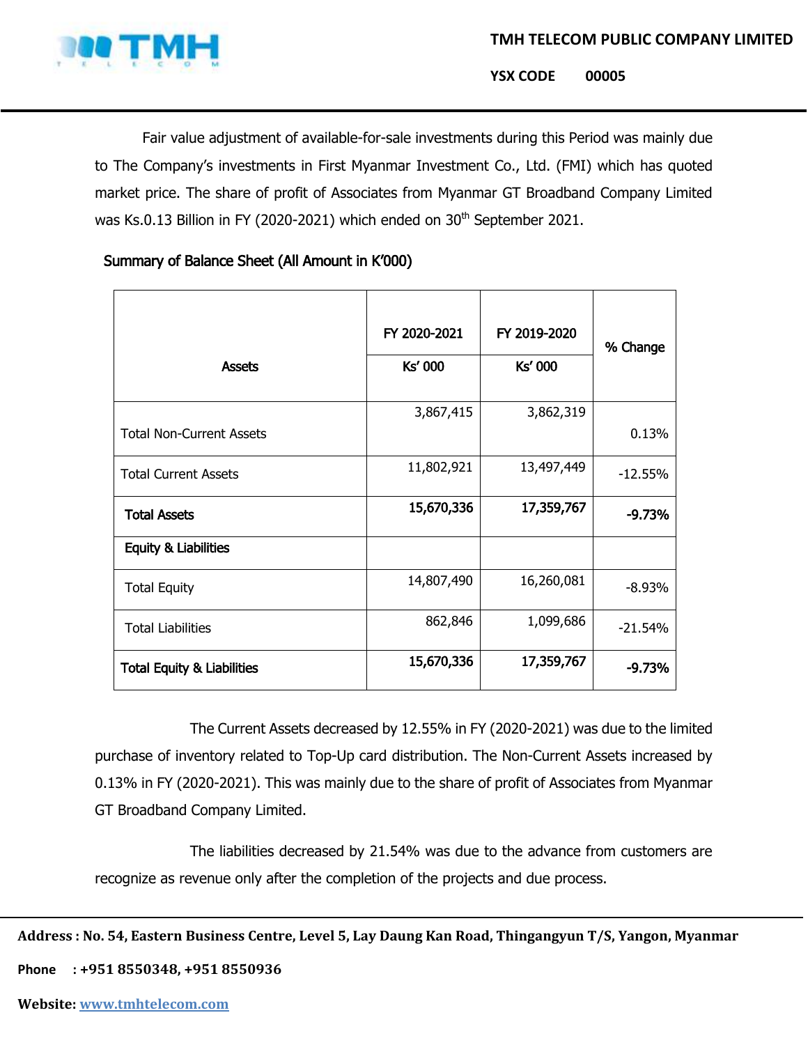Fair value adjustment of available-for-sale investments during this Period was mainly due to The Company's investments in First Myanmar Investment Co., Ltd. (FMI) which has quoted market price. The share of profit of Associates from Myanmar GT Broadband Company Limited was Ks.0.13 Billion in FY (2020-2021) which ended on 30th September 2021.

**Summary of Balance Sheet (All Amount in K'000)**

| Assets | FY 2020-2021 | FY 2019-2020 | % Change |
|---|---|---|---|
| | Ks' 000 | Ks' 000 | |
| Total Non-Current Assets | 3,867,415 | 3,862,319 | 0.13% |
| Total Current Assets | 11,802,921 | 13,497,449 | -12.55% |
| **Total Assets** | **15,670,336** | **17,359,767** | **-9.73%** |
| **Equity & Liabilities** | | | |
| Total Equity | 14,807,490 | 16,260,081 | -8.93% |
| Total Liabilities | 862,846 | 1,099,686 | -21.54% |
| **Total Equity & Liabilities** | **15,670,336** | **17,359,767** | **-9.73%** |

The Current Assets decreased by 12.55% in FY (2020-2021) was due to the limited purchase of inventory related to Top-Up card distribution. The Non-Current Assets increased by 0.13% in FY (2020-2021). This was mainly due to the share of profit of Associates from Myanmar GT Broadband Company Limited.

The liabilities decreased by 21.54% was due to the advance from customers are recognize as revenue only after the completion of the projects and due process.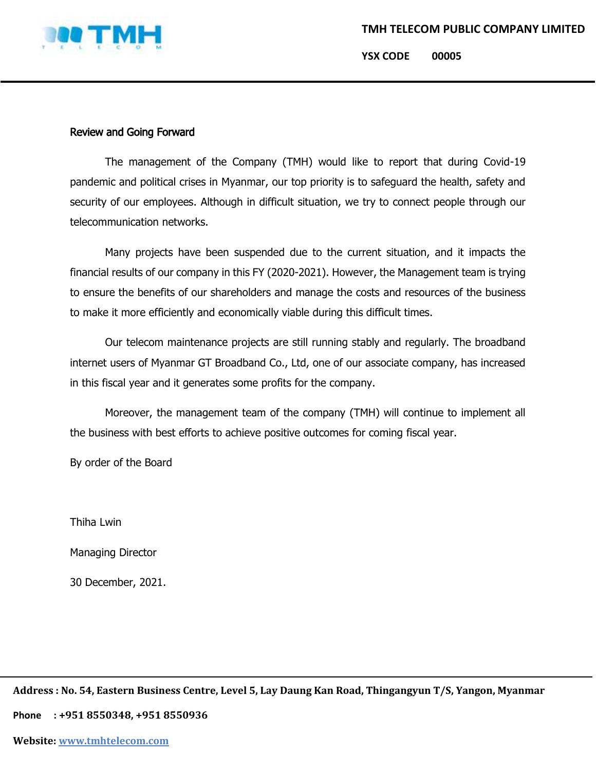## Review and Going Forward

The management of the Company (TMH) would like to report that during Covid-19 pandemic and political crises in Myanmar, our top priority is to safeguard the health, safety and security of our employees. Although in difficult situation, we try to connect people through our telecommunication networks.

Many projects have been suspended due to the current situation, and it impacts the financial results of our company in this FY (2020-2021). However, the Management team is trying to ensure the benefits of our shareholders and manage the costs and resources of the business to make it more efficiently and economically viable during this difficult times.

Our telecom maintenance projects are still running stably and regularly. The broadband internet users of Myanmar GT Broadband Co., Ltd, one of our associate company, has increased in this fiscal year and it generates some profits for the company.

Moreover, the management team of the company (TMH) will continue to implement all the business with best efforts to achieve positive outcomes for coming fiscal year.

By order of the Board

Thiha Lwin

Managing Director

30 December, 2021.